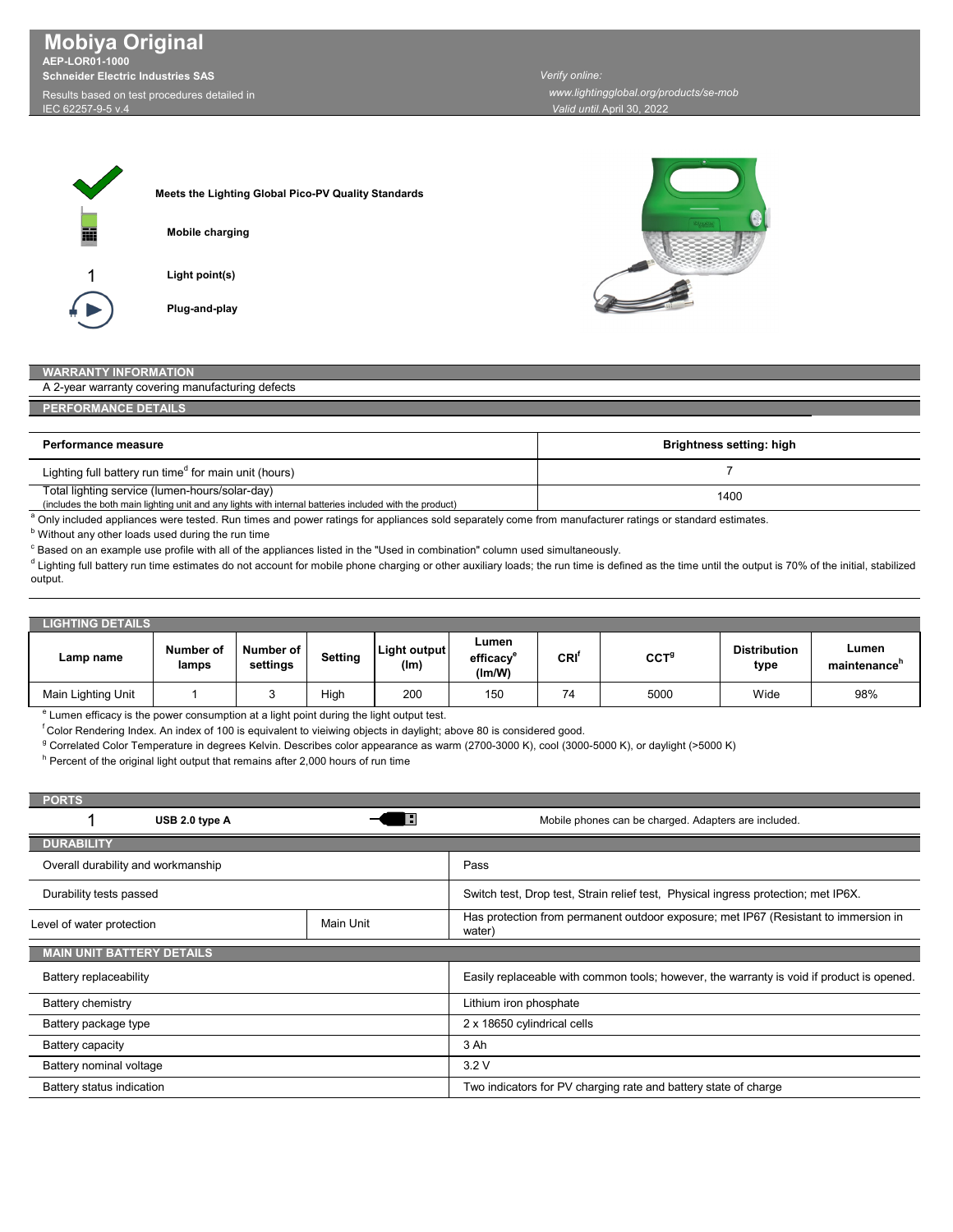# Mobiya Original

**AEP-LOR01-1000**
**Schneider Electric Industries SAS**

Results based on test procedures detailed in IEC 62257-9-5 v.4

*Verify online:*
*www.lightingglobal.org/products/se-mob*
*Valid until* April 30, 2022

**Meets the Lighting Global Pico-PV Quality Standards**

**Mobile charging**

1 **Light point(s)**

**Plug-and-play**

## WARRANTY INFORMATION

A 2-year warranty covering manufacturing defects

## PERFORMANCE DETAILS

| Performance measure | Brightness setting: high |
| --- | --- |
| Lighting full battery run time[d] for main unit (hours) | 7 |
| Total lighting service (lumen-hours/solar-day) (includes the both main lighting unit and any lights with internal batteries included with the product) | 1400 |

[a] Only included appliances were tested. Run times and power ratings for appliances sold separately come from manufacturer ratings or standard estimates.

[b] Without any other loads used during the run time

[c] Based on an example use profile with all of the appliances listed in the "Used in combination" column used simultaneously.

[d] Lighting full battery run time estimates do not account for mobile phone charging or other auxiliary loads; the run time is defined as the time until the output is 70% of the initial, stabilized output.

## LIGHTING DETAILS

| Lamp name | Number of lamps | Number of settings | Setting | Light output (lm) | Lumen efficacy[e] (lm/W) | CRI[f] | CCT[g] | Distribution type | Lumen maintenance[h] |
| --- | --- | --- | --- | --- | --- | --- | --- | --- | --- |
| Main Lighting Unit | 1 | 3 | High | 200 | 150 | 74 | 5000 | Wide | 98% |

[e] Lumen efficacy is the power consumption at a light point during the light output test.

[f] Color Rendering Index. An index of 100 is equivalent to vieiwing objects in daylight; above 80 is considered good.

[g] Correlated Color Temperature in degrees Kelvin. Describes color appearance as warm (2700-3000 K), cool (3000-5000 K), or daylight (>5000 K)

[h] Percent of the original light output that remains after 2,000 hours of run time

## PORTS

| | | |
| --- | --- | --- |
| 1 | USB 2.0 type A | Mobile phones can be charged. Adapters are included. |

## DURABILITY

| | | |
| --- | --- | --- |
| Overall durability and workmanship | | Pass |
| Durability tests passed | | Switch test, Drop test, Strain relief test, Physical ingress protection; met IP6X. |
| Level of water protection | Main Unit | Has protection from permanent outdoor exposure; met IP67 (Resistant to immersion in water) |

## MAIN UNIT BATTERY DETAILS

| | |
| --- | --- |
| Battery replaceability | Easily replaceable with common tools; however, the warranty is void if product is opened. |
| Battery chemistry | Lithium iron phosphate |
| Battery package type | 2 x 18650 cylindrical cells |
| Battery capacity | 3 Ah |
| Battery nominal voltage | 3.2 V |
| Battery status indication | Two indicators for PV charging rate and battery state of charge |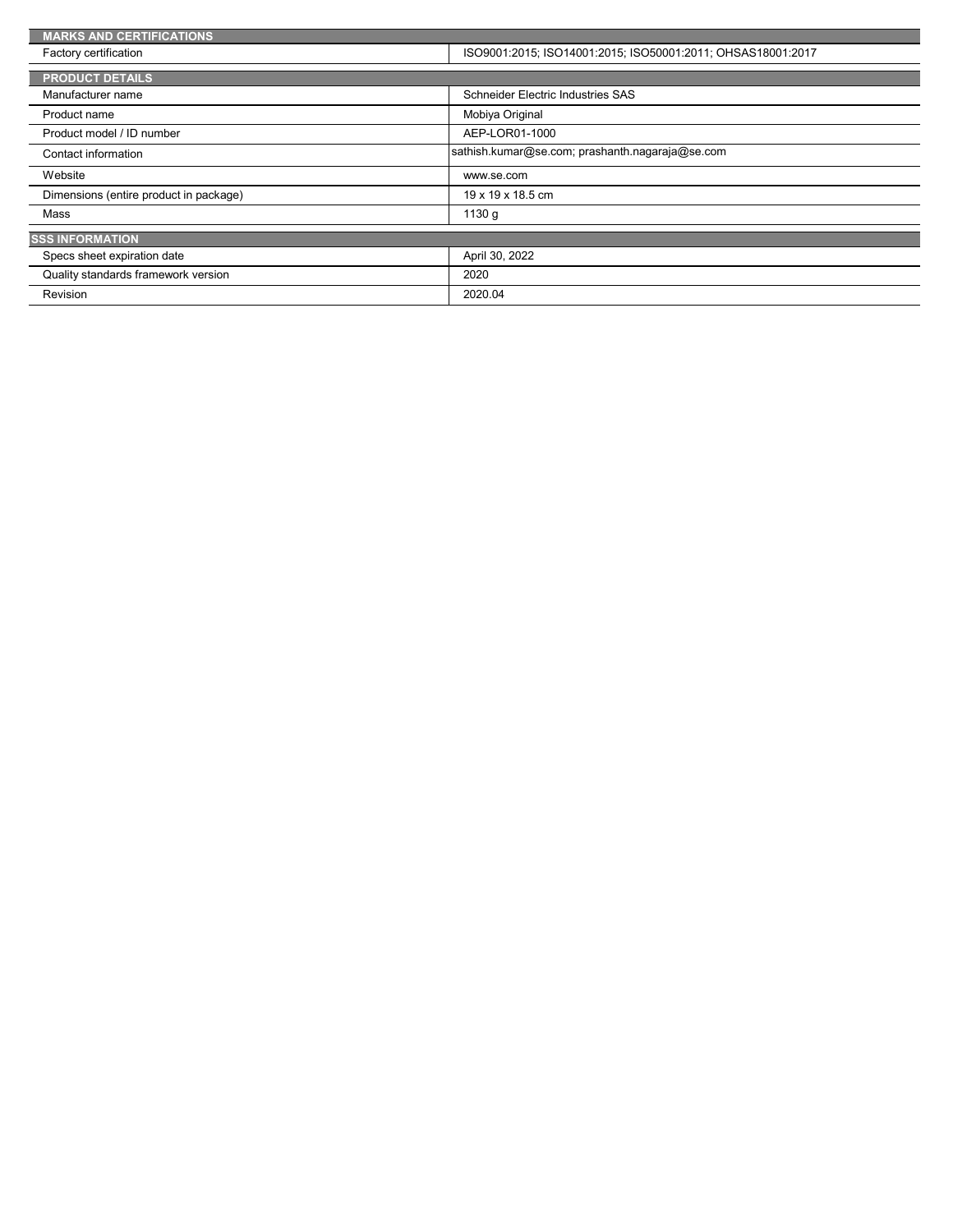| MARKS AND CERTIFICATIONS | |
|---|---|
| Factory certification | ISO9001:2015; ISO14001:2015; ISO50001:2011; OHSAS18001:2017 |

| PRODUCT DETAILS | |
|---|---|
| Manufacturer name | Schneider Electric Industries SAS |
| Product name | Mobiya Original |
| Product model / ID number | AEP-LOR01-1000 |
| Contact information | sathish.kumar@se.com; prashanth.nagaraja@se.com |
| Website | www.se.com |
| Dimensions (entire product in package) | 19 x 19 x 18.5 cm |
| Mass | 1130 g |

| SSS INFORMATION | |
|---|---|
| Specs sheet expiration date | April 30, 2022 |
| Quality standards framework version | 2020 |
| Revision | 2020.04 |